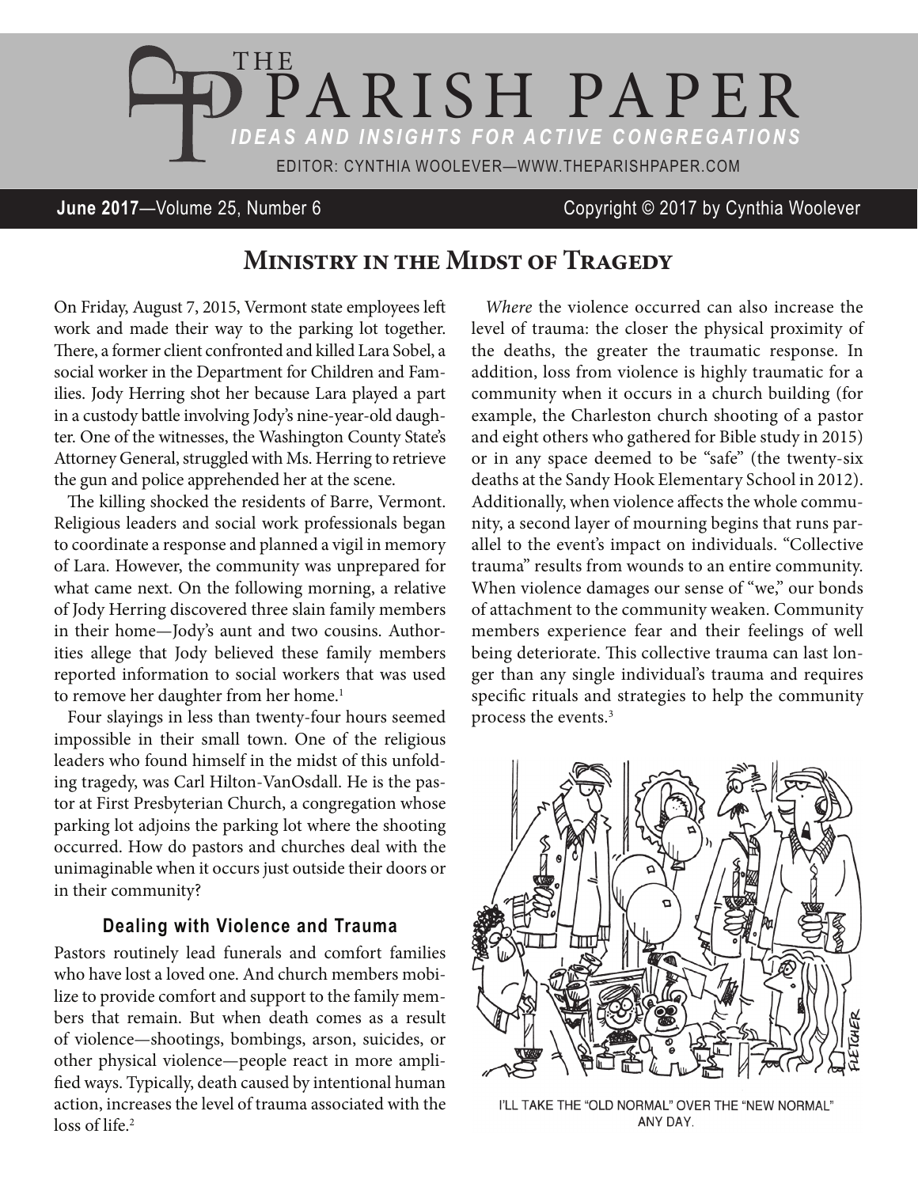# THE PARISH PAPER

*IDEAS AND INSIGHTS FOR ACTIVE CONGREGATIONS*

EDITOR: CYNTHIA WOOLEVER—WWW.THEPARISHPAPER.COM

**June 2017**—Volume 25, Number 6 Copyright © 2017 by Cynthia Woolever

## Ministry in the Midst of Tragedy

On Friday, August 7, 2015, Vermont state employees left work and made their way to the parking lot together. There, a former client confronted and killed Lara Sobel, a social worker in the Department for Children and Families. Jody Herring shot her because Lara played a part in a custody battle involving Jody's nine-year-old daughter. One of the witnesses, the Washington County State's Attorney General, struggled with Ms. Herring to retrieve the gun and police apprehended her at the scene.

The killing shocked the residents of Barre, Vermont. Religious leaders and social work professionals began to coordinate a response and planned a vigil in memory of Lara. However, the community was unprepared for what came next. On the following morning, a relative of Jody Herring discovered three slain family members in their home—Jody's aunt and two cousins. Authorities allege that Jody believed these family members reported information to social workers that was used to remove her daughter from her home.[1]

Four slayings in less than twenty-four hours seemed impossible in their small town. One of the religious leaders who found himself in the midst of this unfolding tragedy, was Carl Hilton-VanOsdall. He is the pastor at First Presbyterian Church, a congregation whose parking lot adjoins the parking lot where the shooting occurred. How do pastors and churches deal with the unimaginable when it occurs just outside their doors or in their community?

### Dealing with Violence and Trauma

Pastors routinely lead funerals and comfort families who have lost a loved one. And church members mobilize to provide comfort and support to the family members that remain. But when death comes as a result of violence—shootings, bombings, arson, suicides, or other physical violence—people react in more amplified ways. Typically, death caused by intentional human action, increases the level of trauma associated with the loss of life.[2]

*Where* the violence occurred can also increase the level of trauma: the closer the physical proximity of the deaths, the greater the traumatic response. In addition, loss from violence is highly traumatic for a community when it occurs in a church building (for example, the Charleston church shooting of a pastor and eight others who gathered for Bible study in 2015) or in any space deemed to be "safe" (the twenty-six deaths at the Sandy Hook Elementary School in 2012). Additionally, when violence affects the whole community, a second layer of mourning begins that runs parallel to the event's impact on individuals. "Collective trauma" results from wounds to an entire community. When violence damages our sense of "we," our bonds of attachment to the community weaken. Community members experience fear and their feelings of well being deteriorate. This collective trauma can last longer than any single individual's trauma and requires specific rituals and strategies to help the community process the events.[3]

I'LL TAKE THE "OLD NORMAL" OVER THE "NEW NORMAL" ANY DAY.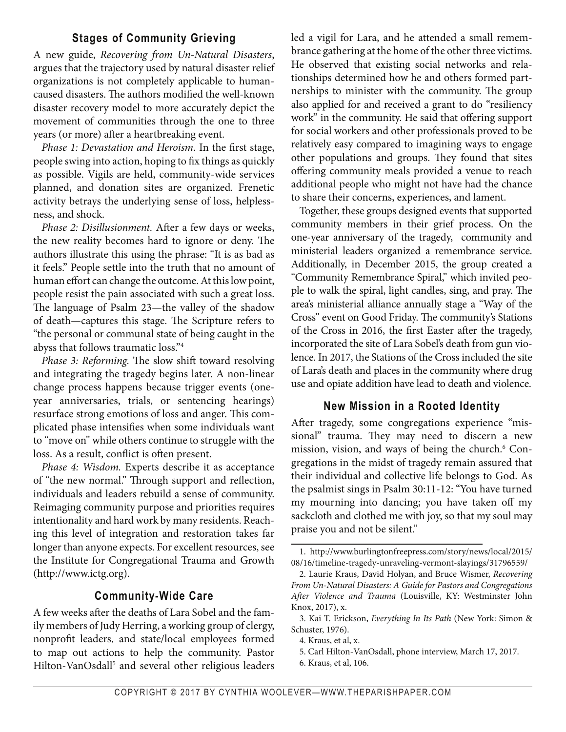## Stages of Community Grieving

A new guide, *Recovering from Un-Natural Disasters*, argues that the trajectory used by natural disaster relief organizations is not completely applicable to human-caused disasters. The authors modified the well-known disaster recovery model to more accurately depict the movement of communities through the one to three years (or more) after a heartbreaking event.

*Phase 1: Devastation and Heroism.* In the first stage, people swing into action, hoping to fix things as quickly as possible. Vigils are held, community-wide services planned, and donation sites are organized. Frenetic activity betrays the underlying sense of loss, helplessness, and shock.

*Phase 2: Disillusionment.* After a few days or weeks, the new reality becomes hard to ignore or deny. The authors illustrate this using the phrase: "It is as bad as it feels." People settle into the truth that no amount of human effort can change the outcome. At this low point, people resist the pain associated with such a great loss. The language of Psalm 23—the valley of the shadow of death—captures this stage. The Scripture refers to "the personal or communal state of being caught in the abyss that follows traumatic loss."[4]

*Phase 3: Reforming.* The slow shift toward resolving and integrating the tragedy begins later. A non-linear change process happens because trigger events (one-year anniversaries, trials, or sentencing hearings) resurface strong emotions of loss and anger. This complicated phase intensifies when some individuals want to "move on" while others continue to struggle with the loss. As a result, conflict is often present.

*Phase 4: Wisdom.* Experts describe it as acceptance of "the new normal." Through support and reflection, individuals and leaders rebuild a sense of community. Reimaging community purpose and priorities requires intentionality and hard work by many residents. Reaching this level of integration and restoration takes far longer than anyone expects. For excellent resources, see the Institute for Congregational Trauma and Growth (http://www.ictg.org).

## Community-Wide Care

A few weeks after the deaths of Lara Sobel and the family members of Judy Herring, a working group of clergy, nonprofit leaders, and state/local employees formed to map out actions to help the community. Pastor Hilton-VanOsdall[5] and several other religious leaders led a vigil for Lara, and he attended a small remembrance gathering at the home of the other three victims. He observed that existing social networks and relationships determined how he and others formed partnerships to minister with the community. The group also applied for and received a grant to do "resiliency work" in the community. He said that offering support for social workers and other professionals proved to be relatively easy compared to imagining ways to engage other populations and groups. They found that sites offering community meals provided a venue to reach additional people who might not have had the chance to share their concerns, experiences, and lament.

Together, these groups designed events that supported community members in their grief process. On the one-year anniversary of the tragedy, community and ministerial leaders organized a remembrance service. Additionally, in December 2015, the group created a "Community Remembrance Spiral," which invited people to walk the spiral, light candles, sing, and pray. The area's ministerial alliance annually stage a "Way of the Cross" event on Good Friday. The community's Stations of the Cross in 2016, the first Easter after the tragedy, incorporated the site of Lara Sobel's death from gun violence. In 2017, the Stations of the Cross included the site of Lara's death and places in the community where drug use and opiate addition have lead to death and violence.

## New Mission in a Rooted Identity

After tragedy, some congregations experience "missional" trauma. They may need to discern a new mission, vision, and ways of being the church.[6] Congregations in the midst of tragedy remain assured that their individual and collective life belongs to God. As the psalmist sings in Psalm 30:11-12: "You have turned my mourning into dancing; you have taken off my sackcloth and clothed me with joy, so that my soul may praise you and not be silent."

---

1. http://www.burlingtonfreepress.com/story/news/local/2015/08/16/timeline-tragedy-unraveling-vermont-slayings/31796559/
2. Laurie Kraus, David Holyan, and Bruce Wismer, *Recovering From Un-Natural Disasters: A Guide for Pastors and Congregations After Violence and Trauma* (Louisville, KY: Westminster John Knox, 2017), x.
3. Kai T. Erickson, *Everything In Its Path* (New York: Simon & Schuster, 1976).
4. Kraus, et al, x.
5. Carl Hilton-VanOsdall, phone interview, March 17, 2017.
6. Kraus, et al, 106.

COPYRIGHT © 2017 BY CYNTHIA WOOLEVER—WWW.THEPARISHPAPER.COM